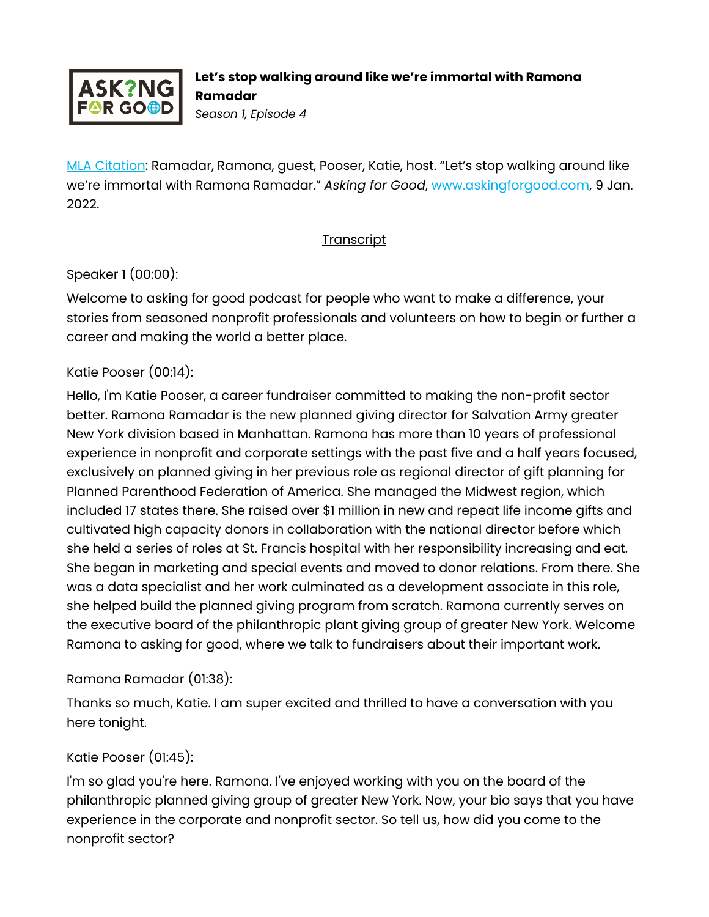**Let's stop walking around like we're immortal with Ramona Ramadar**
*Season 1, Episode 4*

[MLA Citation](#): Ramadar, Ramona, guest, Pooser, Katie, host. "Let's stop walking around like we're immortal with Ramona Ramadar." *Asking for Good*, [www.askingforgood.com](http://www.askingforgood.com), 9 Jan. 2022.

Transcript

Speaker 1 (00:00):

Welcome to asking for good podcast for people who want to make a difference, your stories from seasoned nonprofit professionals and volunteers on how to begin or further a career and making the world a better place.

Katie Pooser (00:14):

Hello, I'm Katie Pooser, a career fundraiser committed to making the non-profit sector better. Ramona Ramadar is the new planned giving director for Salvation Army greater New York division based in Manhattan. Ramona has more than 10 years of professional experience in nonprofit and corporate settings with the past five and a half years focused, exclusively on planned giving in her previous role as regional director of gift planning for Planned Parenthood Federation of America. She managed the Midwest region, which included 17 states there. She raised over $1 million in new and repeat life income gifts and cultivated high capacity donors in collaboration with the national director before which she held a series of roles at St. Francis hospital with her responsibility increasing and eat. She began in marketing and special events and moved to donor relations. From there. She was a data specialist and her work culminated as a development associate in this role, she helped build the planned giving program from scratch. Ramona currently serves on the executive board of the philanthropic plant giving group of greater New York. Welcome Ramona to asking for good, where we talk to fundraisers about their important work.

Ramona Ramadar (01:38):

Thanks so much, Katie. I am super excited and thrilled to have a conversation with you here tonight.

Katie Pooser (01:45):

I'm so glad you're here. Ramona. I've enjoyed working with you on the board of the philanthropic planned giving group of greater New York. Now, your bio says that you have experience in the corporate and nonprofit sector. So tell us, how did you come to the nonprofit sector?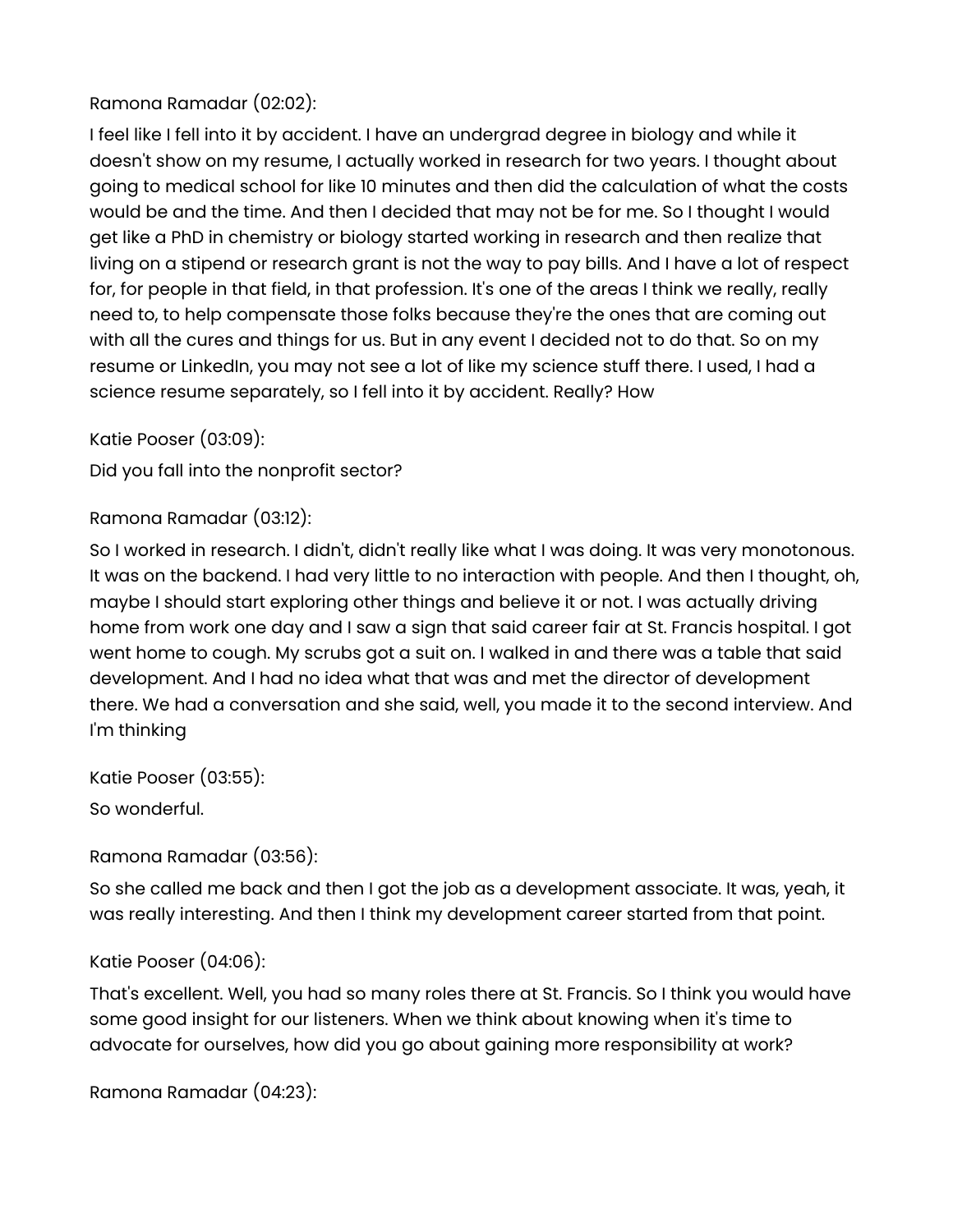Ramona Ramadar (02:02):

I feel like I fell into it by accident. I have an undergrad degree in biology and while it doesn't show on my resume, I actually worked in research for two years. I thought about going to medical school for like 10 minutes and then did the calculation of what the costs would be and the time. And then I decided that may not be for me. So I thought I would get like a PhD in chemistry or biology started working in research and then realize that living on a stipend or research grant is not the way to pay bills. And I have a lot of respect for, for people in that field, in that profession. It's one of the areas I think we really, really need to, to help compensate those folks because they're the ones that are coming out with all the cures and things for us. But in any event I decided not to do that. So on my resume or LinkedIn, you may not see a lot of like my science stuff there. I used, I had a science resume separately, so I fell into it by accident. Really? How

Katie Pooser (03:09):

Did you fall into the nonprofit sector?

Ramona Ramadar (03:12):

So I worked in research. I didn't, didn't really like what I was doing. It was very monotonous. It was on the backend. I had very little to no interaction with people. And then I thought, oh, maybe I should start exploring other things and believe it or not. I was actually driving home from work one day and I saw a sign that said career fair at St. Francis hospital. I got went home to cough. My scrubs got a suit on. I walked in and there was a table that said development. And I had no idea what that was and met the director of development there. We had a conversation and she said, well, you made it to the second interview. And I'm thinking

Katie Pooser (03:55):

So wonderful.

Ramona Ramadar (03:56):

So she called me back and then I got the job as a development associate. It was, yeah, it was really interesting. And then I think my development career started from that point.

Katie Pooser (04:06):

That's excellent. Well, you had so many roles there at St. Francis. So I think you would have some good insight for our listeners. When we think about knowing when it's time to advocate for ourselves, how did you go about gaining more responsibility at work?

Ramona Ramadar (04:23):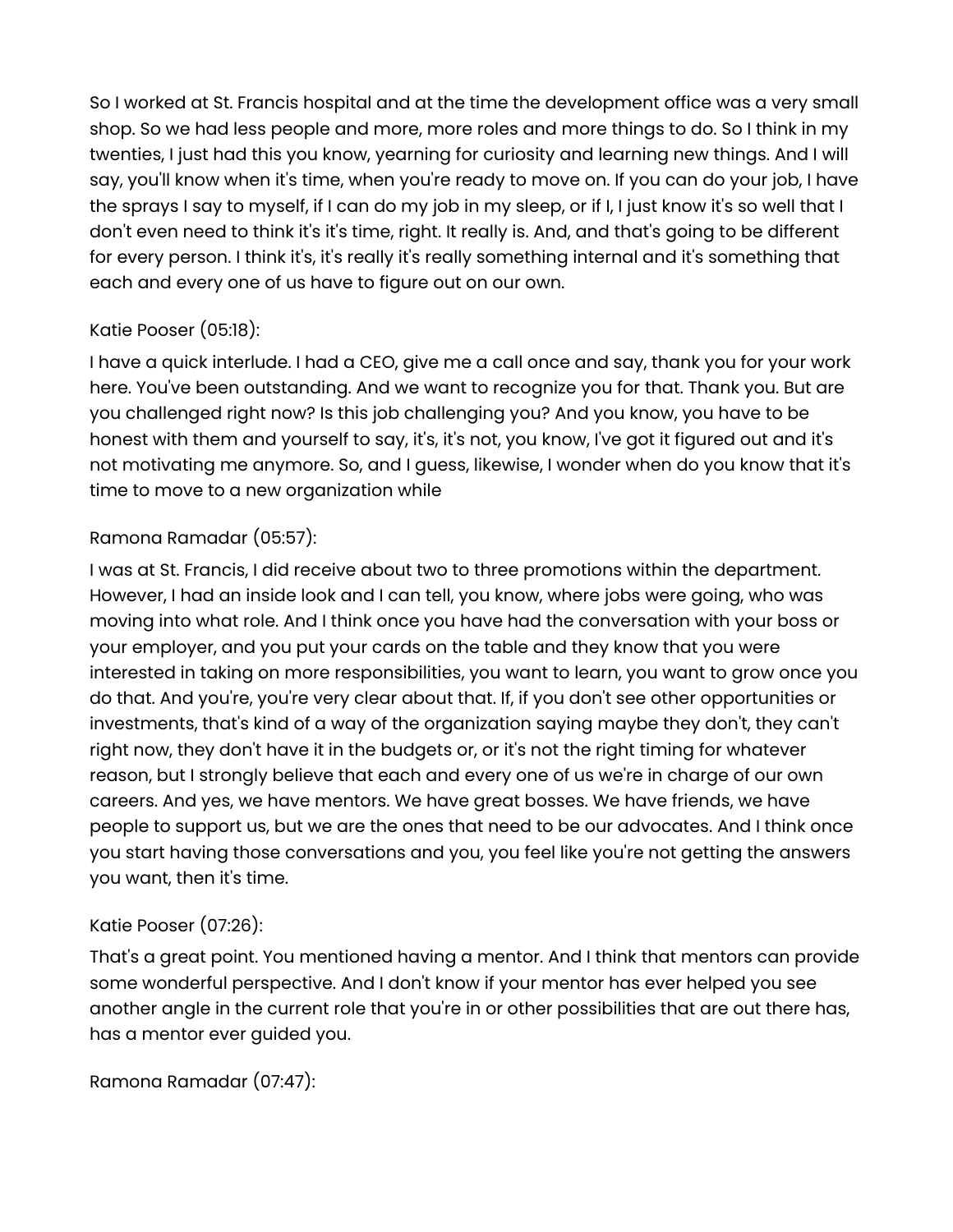So I worked at St. Francis hospital and at the time the development office was a very small shop. So we had less people and more, more roles and more things to do. So I think in my twenties, I just had this you know, yearning for curiosity and learning new things. And I will say, you'll know when it's time, when you're ready to move on. If you can do your job, I have the sprays I say to myself, if I can do my job in my sleep, or if I, I just know it's so well that I don't even need to think it's it's time, right. It really is. And, and that's going to be different for every person. I think it's, it's really it's really something internal and it's something that each and every one of us have to figure out on our own.

Katie Pooser (05:18):

I have a quick interlude. I had a CEO, give me a call once and say, thank you for your work here. You've been outstanding. And we want to recognize you for that. Thank you. But are you challenged right now? Is this job challenging you? And you know, you have to be honest with them and yourself to say, it's, it's not, you know, I've got it figured out and it's not motivating me anymore. So, and I guess, likewise, I wonder when do you know that it's time to move to a new organization while

Ramona Ramadar (05:57):

I was at St. Francis, I did receive about two to three promotions within the department. However, I had an inside look and I can tell, you know, where jobs were going, who was moving into what role. And I think once you have had the conversation with your boss or your employer, and you put your cards on the table and they know that you were interested in taking on more responsibilities, you want to learn, you want to grow once you do that. And you're, you're very clear about that. If, if you don't see other opportunities or investments, that's kind of a way of the organization saying maybe they don't, they can't right now, they don't have it in the budgets or, or it's not the right timing for whatever reason, but I strongly believe that each and every one of us we're in charge of our own careers. And yes, we have mentors. We have great bosses. We have friends, we have people to support us, but we are the ones that need to be our advocates. And I think once you start having those conversations and you, you feel like you're not getting the answers you want, then it's time.

Katie Pooser (07:26):

That's a great point. You mentioned having a mentor. And I think that mentors can provide some wonderful perspective. And I don't know if your mentor has ever helped you see another angle in the current role that you're in or other possibilities that are out there has, has a mentor ever guided you.

Ramona Ramadar (07:47):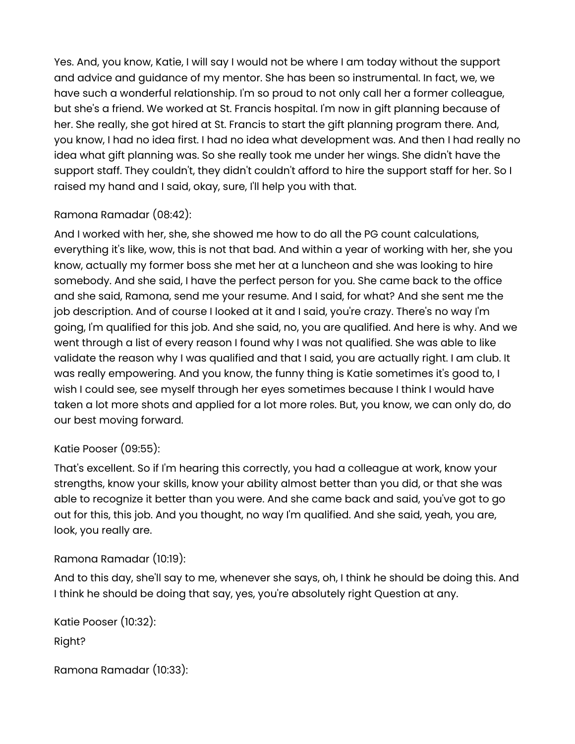Yes. And, you know, Katie, I will say I would not be where I am today without the support and advice and guidance of my mentor. She has been so instrumental. In fact, we, we have such a wonderful relationship. I'm so proud to not only call her a former colleague, but she's a friend. We worked at St. Francis hospital. I'm now in gift planning because of her. She really, she got hired at St. Francis to start the gift planning program there. And, you know, I had no idea first. I had no idea what development was. And then I had really no idea what gift planning was. So she really took me under her wings. She didn't have the support staff. They couldn't, they didn't couldn't afford to hire the support staff for her. So I raised my hand and I said, okay, sure, I'll help you with that.

Ramona Ramadar (08:42):

And I worked with her, she, she showed me how to do all the PG count calculations, everything it's like, wow, this is not that bad. And within a year of working with her, she you know, actually my former boss she met her at a luncheon and she was looking to hire somebody. And she said, I have the perfect person for you. She came back to the office and she said, Ramona, send me your resume. And I said, for what? And she sent me the job description. And of course I looked at it and I said, you're crazy. There's no way I'm going, I'm qualified for this job. And she said, no, you are qualified. And here is why. And we went through a list of every reason I found why I was not qualified. She was able to like validate the reason why I was qualified and that I said, you are actually right. I am club. It was really empowering. And you know, the funny thing is Katie sometimes it's good to, I wish I could see, see myself through her eyes sometimes because I think I would have taken a lot more shots and applied for a lot more roles. But, you know, we can only do, do our best moving forward.

Katie Pooser (09:55):

That's excellent. So if I'm hearing this correctly, you had a colleague at work, know your strengths, know your skills, know your ability almost better than you did, or that she was able to recognize it better than you were. And she came back and said, you've got to go out for this, this job. And you thought, no way I'm qualified. And she said, yeah, you are, look, you really are.

Ramona Ramadar (10:19):

And to this day, she'll say to me, whenever she says, oh, I think he should be doing this. And I think he should be doing that say, yes, you're absolutely right Question at any.

Katie Pooser (10:32):

Right?

Ramona Ramadar (10:33):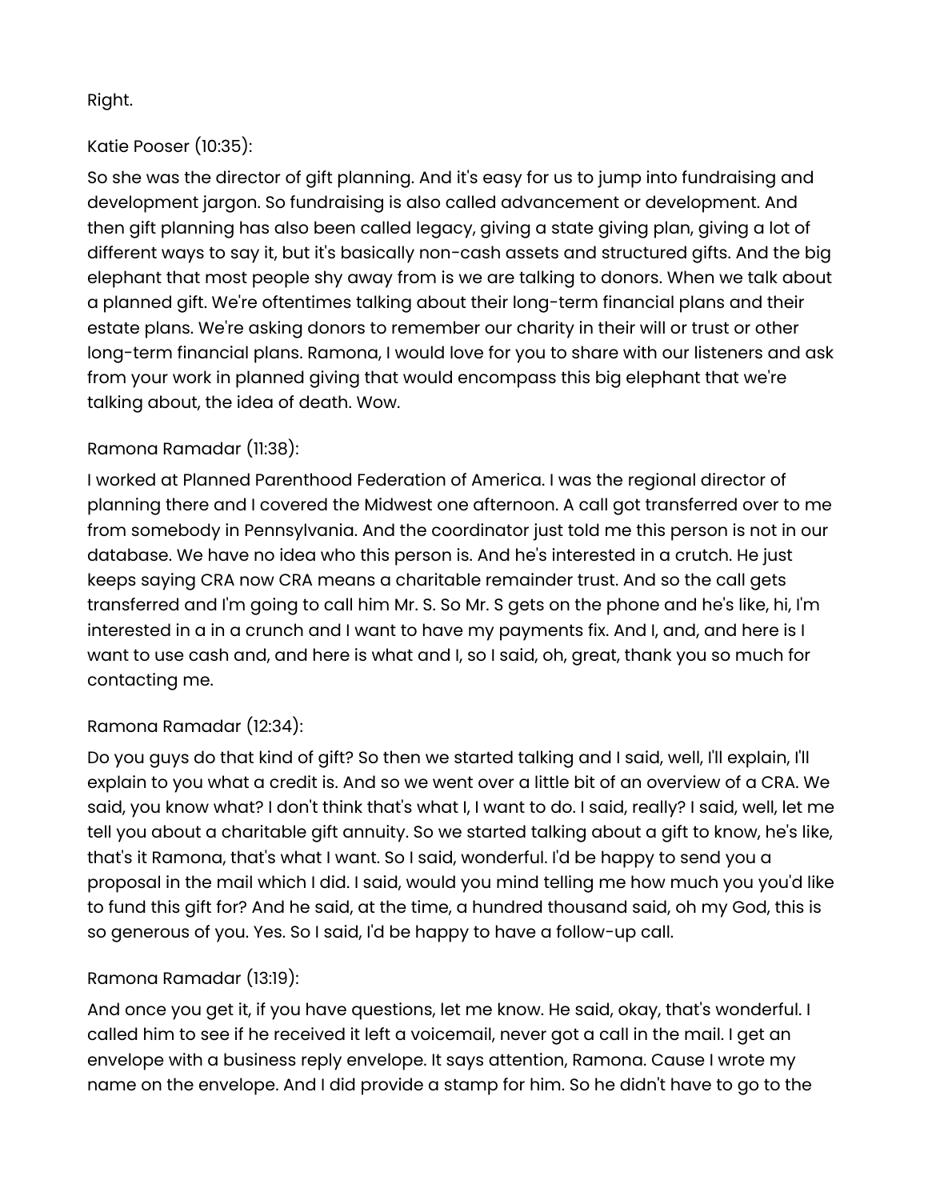Right.

Katie Pooser (10:35):

So she was the director of gift planning. And it's easy for us to jump into fundraising and development jargon. So fundraising is also called advancement or development. And then gift planning has also been called legacy, giving a state giving plan, giving a lot of different ways to say it, but it's basically non-cash assets and structured gifts. And the big elephant that most people shy away from is we are talking to donors. When we talk about a planned gift. We're oftentimes talking about their long-term financial plans and their estate plans. We're asking donors to remember our charity in their will or trust or other long-term financial plans. Ramona, I would love for you to share with our listeners and ask from your work in planned giving that would encompass this big elephant that we're talking about, the idea of death. Wow.

Ramona Ramadar (11:38):

I worked at Planned Parenthood Federation of America. I was the regional director of planning there and I covered the Midwest one afternoon. A call got transferred over to me from somebody in Pennsylvania. And the coordinator just told me this person is not in our database. We have no idea who this person is. And he's interested in a crutch. He just keeps saying CRA now CRA means a charitable remainder trust. And so the call gets transferred and I'm going to call him Mr. S. So Mr. S gets on the phone and he's like, hi, I'm interested in a in a crunch and I want to have my payments fix. And I, and, and here is I want to use cash and, and here is what and I, so I said, oh, great, thank you so much for contacting me.

Ramona Ramadar (12:34):

Do you guys do that kind of gift? So then we started talking and I said, well, I'll explain, I'll explain to you what a credit is. And so we went over a little bit of an overview of a CRA. We said, you know what? I don't think that's what I, I want to do. I said, really? I said, well, let me tell you about a charitable gift annuity. So we started talking about a gift to know, he's like, that's it Ramona, that's what I want. So I said, wonderful. I'd be happy to send you a proposal in the mail which I did. I said, would you mind telling me how much you you'd like to fund this gift for? And he said, at the time, a hundred thousand said, oh my God, this is so generous of you. Yes. So I said, I'd be happy to have a follow-up call.

Ramona Ramadar (13:19):

And once you get it, if you have questions, let me know. He said, okay, that's wonderful. I called him to see if he received it left a voicemail, never got a call in the mail. I get an envelope with a business reply envelope. It says attention, Ramona. Cause I wrote my name on the envelope. And I did provide a stamp for him. So he didn't have to go to the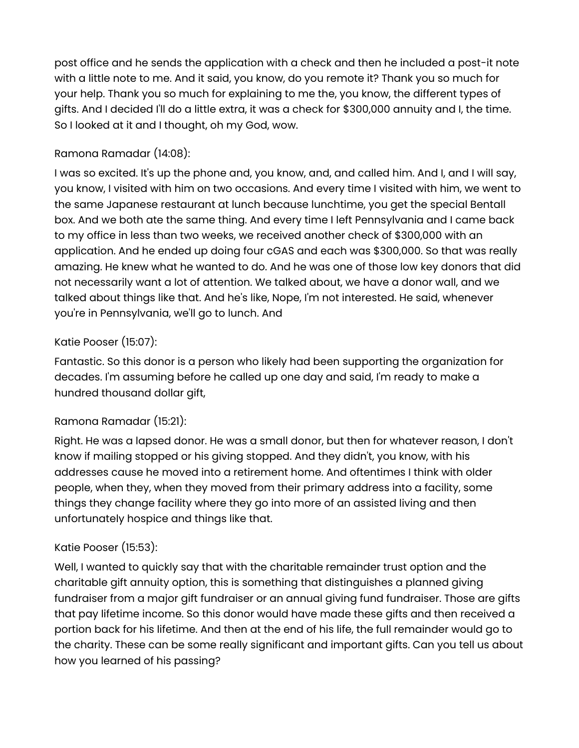post office and he sends the application with a check and then he included a post-it note with a little note to me. And it said, you know, do you remote it? Thank you so much for your help. Thank you so much for explaining to me the, you know, the different types of gifts. And I decided I'll do a little extra, it was a check for $300,000 annuity and I, the time. So I looked at it and I thought, oh my God, wow.

Ramona Ramadar (14:08):

I was so excited. It's up the phone and, you know, and, and called him. And I, and I will say, you know, I visited with him on two occasions. And every time I visited with him, we went to the same Japanese restaurant at lunch because lunchtime, you get the special Bentall box. And we both ate the same thing. And every time I left Pennsylvania and I came back to my office in less than two weeks, we received another check of $300,000 with an application. And he ended up doing four cGAS and each was $300,000. So that was really amazing. He knew what he wanted to do. And he was one of those low key donors that did not necessarily want a lot of attention. We talked about, we have a donor wall, and we talked about things like that. And he's like, Nope, I'm not interested. He said, whenever you're in Pennsylvania, we'll go to lunch. And

Katie Pooser (15:07):

Fantastic. So this donor is a person who likely had been supporting the organization for decades. I'm assuming before he called up one day and said, I'm ready to make a hundred thousand dollar gift,

Ramona Ramadar (15:21):

Right. He was a lapsed donor. He was a small donor, but then for whatever reason, I don't know if mailing stopped or his giving stopped. And they didn't, you know, with his addresses cause he moved into a retirement home. And oftentimes I think with older people, when they, when they moved from their primary address into a facility, some things they change facility where they go into more of an assisted living and then unfortunately hospice and things like that.

Katie Pooser (15:53):

Well, I wanted to quickly say that with the charitable remainder trust option and the charitable gift annuity option, this is something that distinguishes a planned giving fundraiser from a major gift fundraiser or an annual giving fund fundraiser. Those are gifts that pay lifetime income. So this donor would have made these gifts and then received a portion back for his lifetime. And then at the end of his life, the full remainder would go to the charity. These can be some really significant and important gifts. Can you tell us about how you learned of his passing?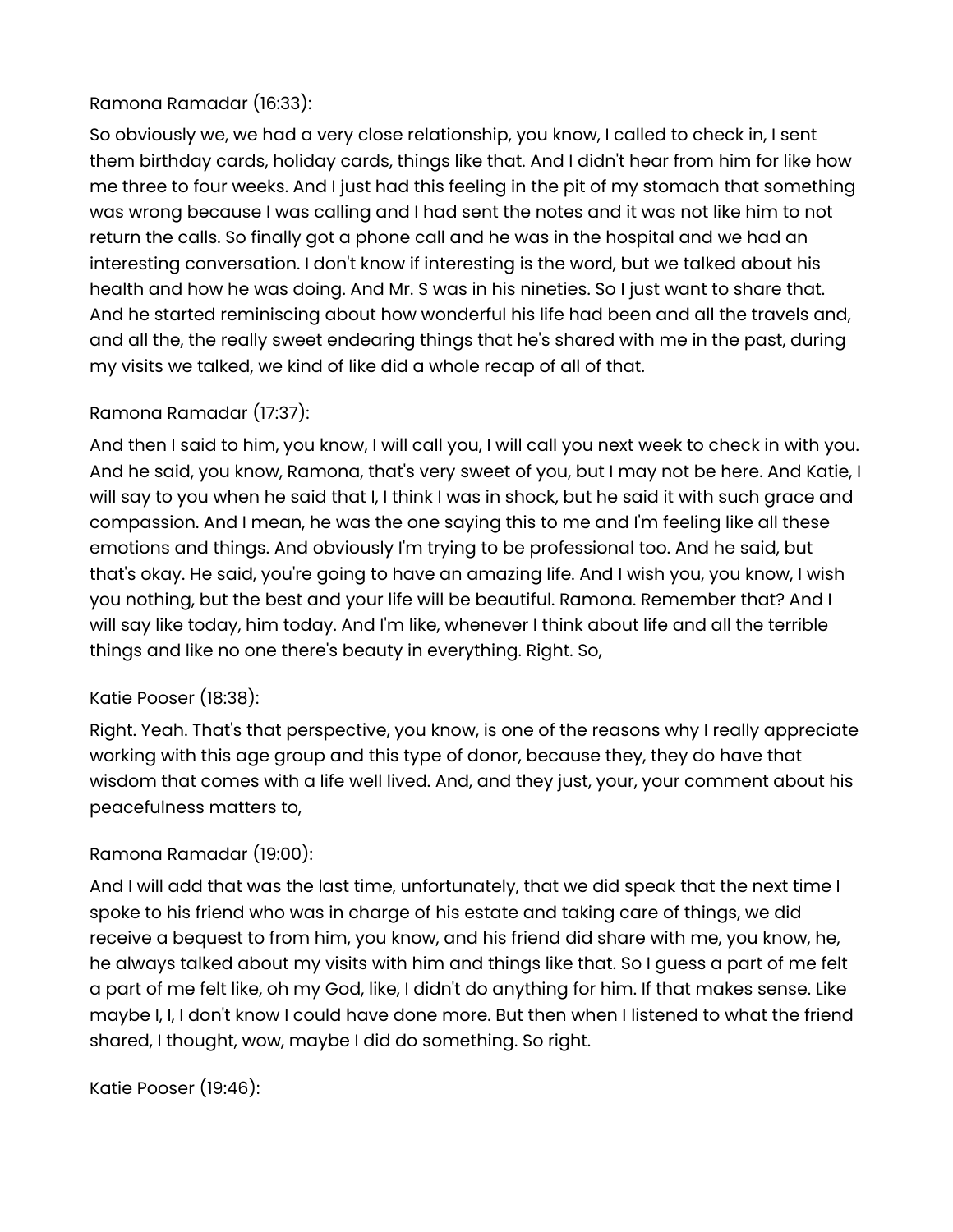Ramona Ramadar (16:33):

So obviously we, we had a very close relationship, you know, I called to check in, I sent them birthday cards, holiday cards, things like that. And I didn't hear from him for like how me three to four weeks. And I just had this feeling in the pit of my stomach that something was wrong because I was calling and I had sent the notes and it was not like him to not return the calls. So finally got a phone call and he was in the hospital and we had an interesting conversation. I don't know if interesting is the word, but we talked about his health and how he was doing. And Mr. S was in his nineties. So I just want to share that. And he started reminiscing about how wonderful his life had been and all the travels and, and all the, the really sweet endearing things that he's shared with me in the past, during my visits we talked, we kind of like did a whole recap of all of that.

Ramona Ramadar (17:37):

And then I said to him, you know, I will call you, I will call you next week to check in with you. And he said, you know, Ramona, that's very sweet of you, but I may not be here. And Katie, I will say to you when he said that I, I think I was in shock, but he said it with such grace and compassion. And I mean, he was the one saying this to me and I'm feeling like all these emotions and things. And obviously I'm trying to be professional too. And he said, but that's okay. He said, you're going to have an amazing life. And I wish you, you know, I wish you nothing, but the best and your life will be beautiful. Ramona. Remember that? And I will say like today, him today. And I'm like, whenever I think about life and all the terrible things and like no one there's beauty in everything. Right. So,

Katie Pooser (18:38):

Right. Yeah. That's that perspective, you know, is one of the reasons why I really appreciate working with this age group and this type of donor, because they, they do have that wisdom that comes with a life well lived. And, and they just, your, your comment about his peacefulness matters to,

Ramona Ramadar (19:00):

And I will add that was the last time, unfortunately, that we did speak that the next time I spoke to his friend who was in charge of his estate and taking care of things, we did receive a bequest to from him, you know, and his friend did share with me, you know, he, he always talked about my visits with him and things like that. So I guess a part of me felt a part of me felt like, oh my God, like, I didn't do anything for him. If that makes sense. Like maybe I, I, I don't know I could have done more. But then when I listened to what the friend shared, I thought, wow, maybe I did do something. So right.

Katie Pooser (19:46):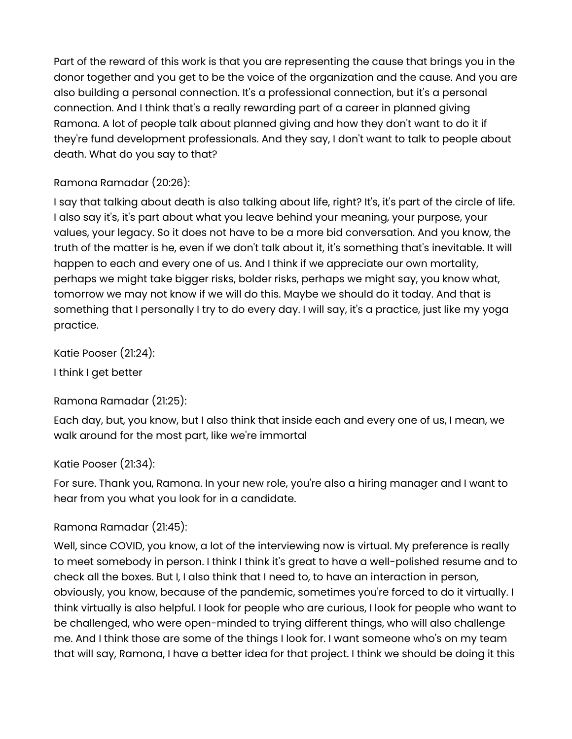Part of the reward of this work is that you are representing the cause that brings you in the donor together and you get to be the voice of the organization and the cause. And you are also building a personal connection. It's a professional connection, but it's a personal connection. And I think that's a really rewarding part of a career in planned giving Ramona. A lot of people talk about planned giving and how they don't want to do it if they're fund development professionals. And they say, I don't want to talk to people about death. What do you say to that?

Ramona Ramadar (20:26):

I say that talking about death is also talking about life, right? It's, it's part of the circle of life. I also say it's, it's part about what you leave behind your meaning, your purpose, your values, your legacy. So it does not have to be a more bid conversation. And you know, the truth of the matter is he, even if we don't talk about it, it's something that's inevitable. It will happen to each and every one of us. And I think if we appreciate our own mortality, perhaps we might take bigger risks, bolder risks, perhaps we might say, you know what, tomorrow we may not know if we will do this. Maybe we should do it today. And that is something that I personally I try to do every day. I will say, it's a practice, just like my yoga practice.

Katie Pooser (21:24):

I think I get better

Ramona Ramadar (21:25):

Each day, but, you know, but I also think that inside each and every one of us, I mean, we walk around for the most part, like we're immortal

Katie Pooser (21:34):

For sure. Thank you, Ramona. In your new role, you're also a hiring manager and I want to hear from you what you look for in a candidate.

Ramona Ramadar (21:45):

Well, since COVID, you know, a lot of the interviewing now is virtual. My preference is really to meet somebody in person. I think I think it's great to have a well-polished resume and to check all the boxes. But I, I also think that I need to, to have an interaction in person, obviously, you know, because of the pandemic, sometimes you're forced to do it virtually. I think virtually is also helpful. I look for people who are curious, I look for people who want to be challenged, who were open-minded to trying different things, who will also challenge me. And I think those are some of the things I look for. I want someone who's on my team that will say, Ramona, I have a better idea for that project. I think we should be doing it this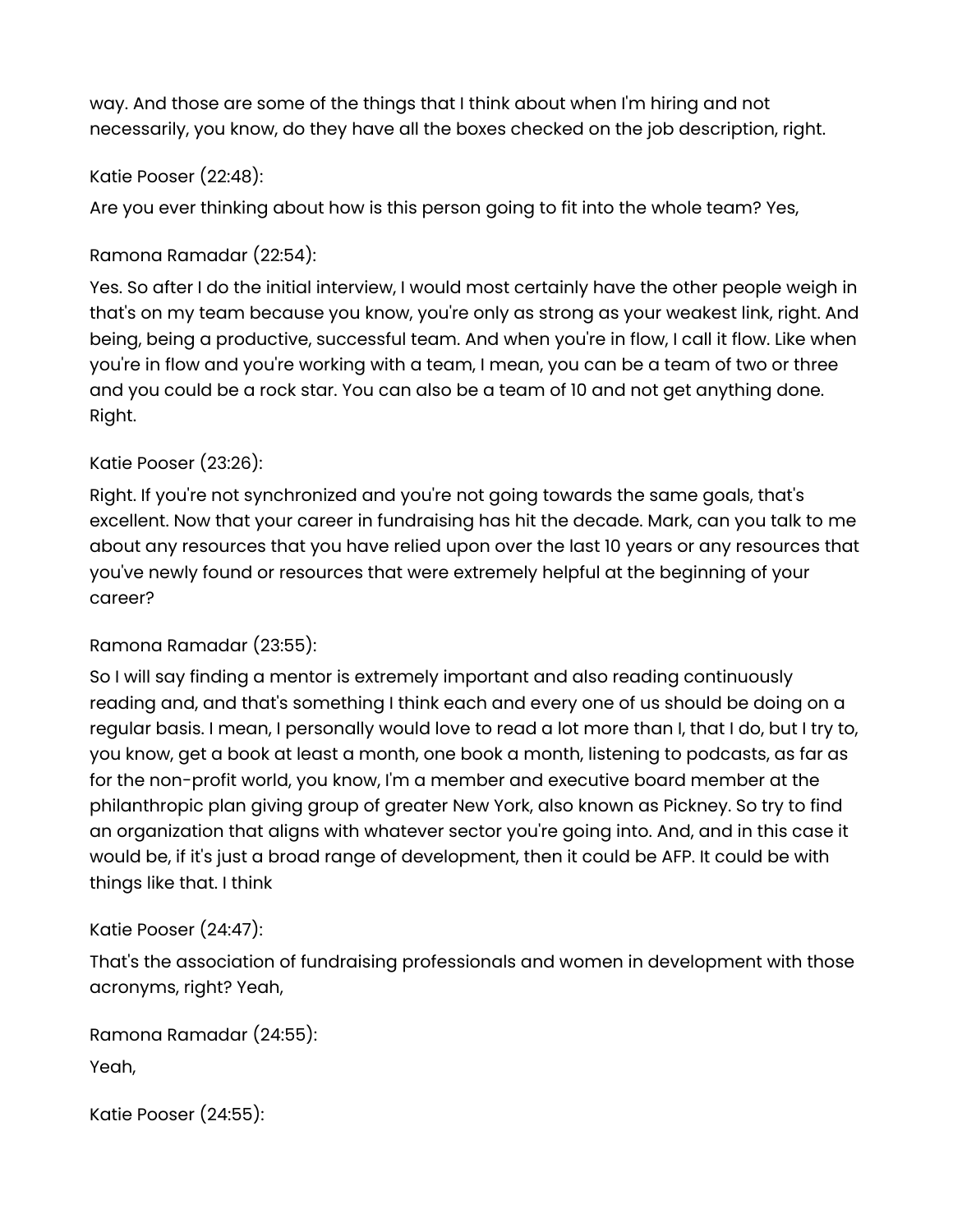way. And those are some of the things that I think about when I'm hiring and not necessarily, you know, do they have all the boxes checked on the job description, right.

Katie Pooser (22:48):

Are you ever thinking about how is this person going to fit into the whole team? Yes,

Ramona Ramadar (22:54):

Yes. So after I do the initial interview, I would most certainly have the other people weigh in that's on my team because you know, you're only as strong as your weakest link, right. And being, being a productive, successful team. And when you're in flow, I call it flow. Like when you're in flow and you're working with a team, I mean, you can be a team of two or three and you could be a rock star. You can also be a team of 10 and not get anything done. Right.

Katie Pooser (23:26):

Right. If you're not synchronized and you're not going towards the same goals, that's excellent. Now that your career in fundraising has hit the decade. Mark, can you talk to me about any resources that you have relied upon over the last 10 years or any resources that you've newly found or resources that were extremely helpful at the beginning of your career?

Ramona Ramadar (23:55):

So I will say finding a mentor is extremely important and also reading continuously reading and, and that's something I think each and every one of us should be doing on a regular basis. I mean, I personally would love to read a lot more than I, that I do, but I try to, you know, get a book at least a month, one book a month, listening to podcasts, as far as for the non-profit world, you know, I'm a member and executive board member at the philanthropic plan giving group of greater New York, also known as Pickney. So try to find an organization that aligns with whatever sector you're going into. And, and in this case it would be, if it's just a broad range of development, then it could be AFP. It could be with things like that. I think

Katie Pooser (24:47):

That's the association of fundraising professionals and women in development with those acronyms, right? Yeah,

Ramona Ramadar (24:55):

Yeah,

Katie Pooser (24:55):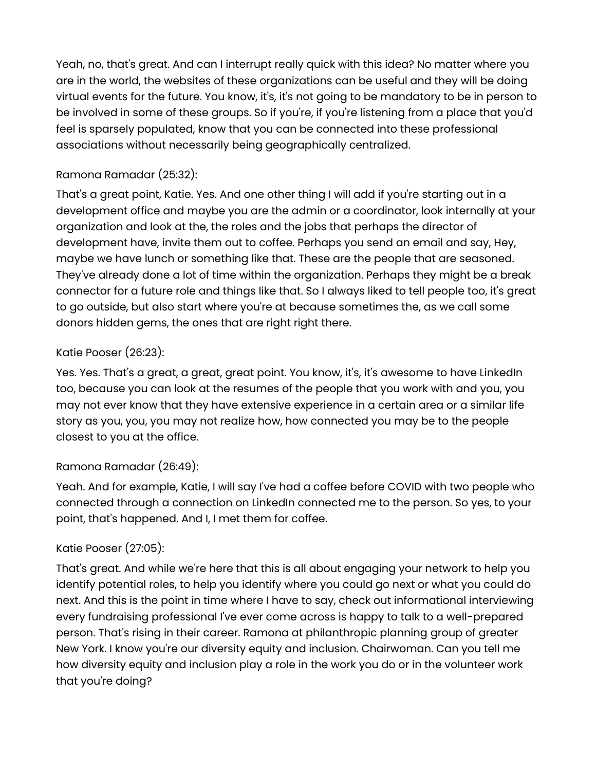Yeah, no, that's great. And can I interrupt really quick with this idea? No matter where you are in the world, the websites of these organizations can be useful and they will be doing virtual events for the future. You know, it's, it's not going to be mandatory to be in person to be involved in some of these groups. So if you're, if you're listening from a place that you'd feel is sparsely populated, know that you can be connected into these professional associations without necessarily being geographically centralized.

Ramona Ramadar (25:32):

That's a great point, Katie. Yes. And one other thing I will add if you're starting out in a development office and maybe you are the admin or a coordinator, look internally at your organization and look at the, the roles and the jobs that perhaps the director of development have, invite them out to coffee. Perhaps you send an email and say, Hey, maybe we have lunch or something like that. These are the people that are seasoned. They've already done a lot of time within the organization. Perhaps they might be a break connector for a future role and things like that. So I always liked to tell people too, it's great to go outside, but also start where you're at because sometimes the, as we call some donors hidden gems, the ones that are right right there.

Katie Pooser (26:23):

Yes. Yes. That's a great, a great, great point. You know, it's, it's awesome to have LinkedIn too, because you can look at the resumes of the people that you work with and you, you may not ever know that they have extensive experience in a certain area or a similar life story as you, you, you may not realize how, how connected you may be to the people closest to you at the office.

Ramona Ramadar (26:49):

Yeah. And for example, Katie, I will say I've had a coffee before COVID with two people who connected through a connection on LinkedIn connected me to the person. So yes, to your point, that's happened. And I, I met them for coffee.

Katie Pooser (27:05):

That's great. And while we're here that this is all about engaging your network to help you identify potential roles, to help you identify where you could go next or what you could do next. And this is the point in time where I have to say, check out informational interviewing every fundraising professional I've ever come across is happy to talk to a well-prepared person. That's rising in their career. Ramona at philanthropic planning group of greater New York. I know you're our diversity equity and inclusion. Chairwoman. Can you tell me how diversity equity and inclusion play a role in the work you do or in the volunteer work that you're doing?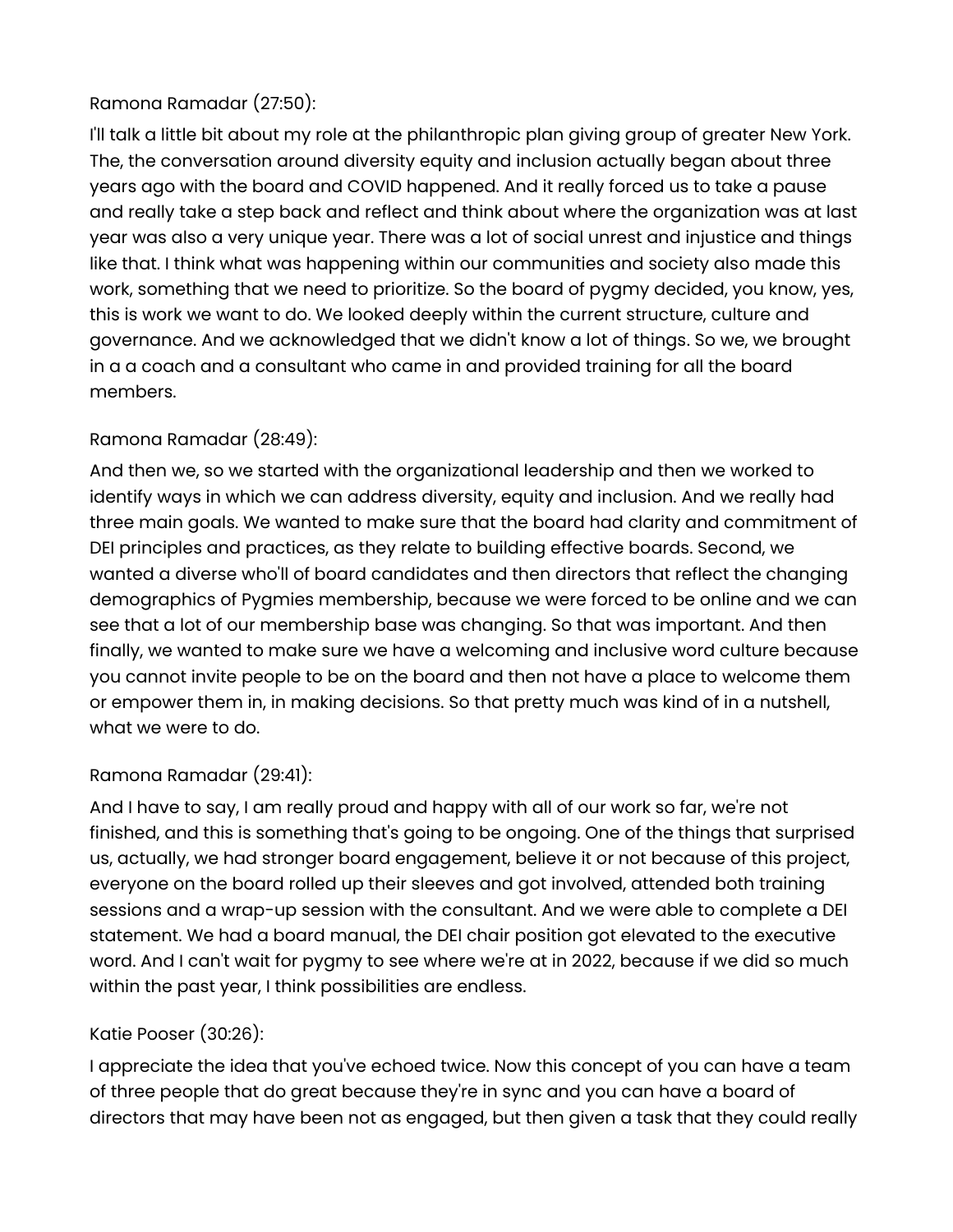Ramona Ramadar (27:50):

I'll talk a little bit about my role at the philanthropic plan giving group of greater New York. The, the conversation around diversity equity and inclusion actually began about three years ago with the board and COVID happened. And it really forced us to take a pause and really take a step back and reflect and think about where the organization was at last year was also a very unique year. There was a lot of social unrest and injustice and things like that. I think what was happening within our communities and society also made this work, something that we need to prioritize. So the board of pygmy decided, you know, yes, this is work we want to do. We looked deeply within the current structure, culture and governance. And we acknowledged that we didn't know a lot of things. So we, we brought in a a coach and a consultant who came in and provided training for all the board members.

Ramona Ramadar (28:49):

And then we, so we started with the organizational leadership and then we worked to identify ways in which we can address diversity, equity and inclusion. And we really had three main goals. We wanted to make sure that the board had clarity and commitment of DEI principles and practices, as they relate to building effective boards. Second, we wanted a diverse who'll of board candidates and then directors that reflect the changing demographics of Pygmies membership, because we were forced to be online and we can see that a lot of our membership base was changing. So that was important. And then finally, we wanted to make sure we have a welcoming and inclusive word culture because you cannot invite people to be on the board and then not have a place to welcome them or empower them in, in making decisions. So that pretty much was kind of in a nutshell, what we were to do.

Ramona Ramadar (29:41):

And I have to say, I am really proud and happy with all of our work so far, we're not finished, and this is something that's going to be ongoing. One of the things that surprised us, actually, we had stronger board engagement, believe it or not because of this project, everyone on the board rolled up their sleeves and got involved, attended both training sessions and a wrap-up session with the consultant. And we were able to complete a DEI statement. We had a board manual, the DEI chair position got elevated to the executive word. And I can't wait for pygmy to see where we're at in 2022, because if we did so much within the past year, I think possibilities are endless.

Katie Pooser (30:26):

I appreciate the idea that you've echoed twice. Now this concept of you can have a team of three people that do great because they're in sync and you can have a board of directors that may have been not as engaged, but then given a task that they could really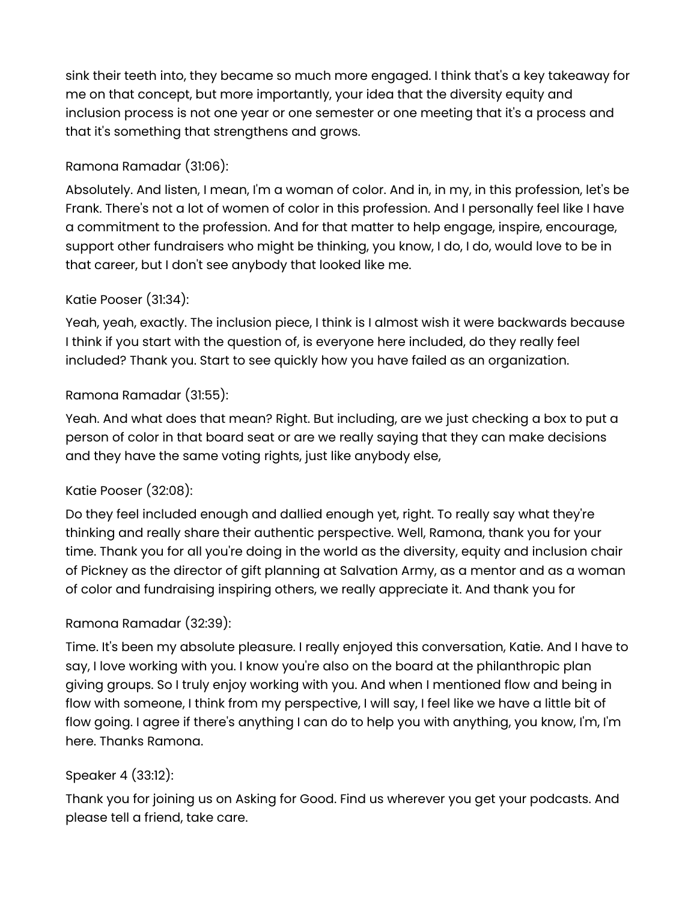sink their teeth into, they became so much more engaged. I think that's a key takeaway for me on that concept, but more importantly, your idea that the diversity equity and inclusion process is not one year or one semester or one meeting that it's a process and that it's something that strengthens and grows.

Ramona Ramadar (31:06):

Absolutely. And listen, I mean, I'm a woman of color. And in, in my, in this profession, let's be Frank. There's not a lot of women of color in this profession. And I personally feel like I have a commitment to the profession. And for that matter to help engage, inspire, encourage, support other fundraisers who might be thinking, you know, I do, I do, would love to be in that career, but I don't see anybody that looked like me.

Katie Pooser (31:34):

Yeah, yeah, exactly. The inclusion piece, I think is I almost wish it were backwards because I think if you start with the question of, is everyone here included, do they really feel included? Thank you. Start to see quickly how you have failed as an organization.

Ramona Ramadar (31:55):

Yeah. And what does that mean? Right. But including, are we just checking a box to put a person of color in that board seat or are we really saying that they can make decisions and they have the same voting rights, just like anybody else,

Katie Pooser (32:08):

Do they feel included enough and dallied enough yet, right. To really say what they're thinking and really share their authentic perspective. Well, Ramona, thank you for your time. Thank you for all you're doing in the world as the diversity, equity and inclusion chair of Pickney as the director of gift planning at Salvation Army, as a mentor and as a woman of color and fundraising inspiring others, we really appreciate it. And thank you for

Ramona Ramadar (32:39):

Time. It's been my absolute pleasure. I really enjoyed this conversation, Katie. And I have to say, I love working with you. I know you're also on the board at the philanthropic plan giving groups. So I truly enjoy working with you. And when I mentioned flow and being in flow with someone, I think from my perspective, I will say, I feel like we have a little bit of flow going. I agree if there's anything I can do to help you with anything, you know, I'm, I'm here. Thanks Ramona.

Speaker 4 (33:12):

Thank you for joining us on Asking for Good. Find us wherever you get your podcasts. And please tell a friend, take care.